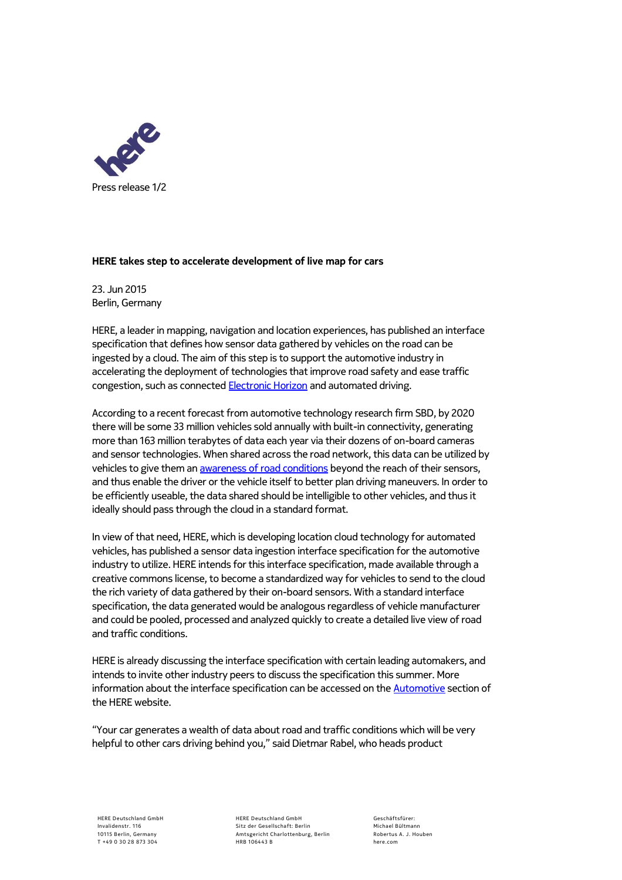Press release

**HERE takes step to accelerate development of live map for cars**

23. Jun 2015
Berlin, Germany

HERE, a leader in mapping, navigation and location experiences, has published an interface specification that defines how sensor data gathered by vehicles on the road can be ingested by a cloud. The aim of this step is to support the automotive industry in accelerating the deployment of technologies that improve road safety and ease traffic congestion, such as connected Electronic Horizon and automated driving.

According to a recent forecast from automotive technology research firm SBD, by 2020 there will be some 33 million vehicles sold annually with built-in connectivity, generating more than 163 million terabytes of data each year via their dozens of on-board cameras and sensor technologies. When shared across the road network, this data can be utilized by vehicles to give them an awareness of road conditions beyond the reach of their sensors, and thus enable the driver or the vehicle itself to better plan driving maneuvers. In order to be efficiently useable, the data shared should be intelligible to other vehicles, and thus it ideally should pass through the cloud in a standard format.

In view of that need, HERE, which is developing location cloud technology for automated vehicles, has published a sensor data ingestion interface specification for the automotive industry to utilize. HERE intends for this interface specification, made available through a creative commons license, to become a standardized way for vehicles to send to the cloud the rich variety of data gathered by their on-board sensors. With a standard interface specification, the data generated would be analogous regardless of vehicle manufacturer and could be pooled, processed and analyzed quickly to create a detailed live view of road and traffic conditions.

HERE is already discussing the interface specification with certain leading automakers, and intends to invite other industry peers to discuss the specification this summer. More information about the interface specification can be accessed on the Automotive section of the HERE website.

“Your car generates a wealth of data about road and traffic conditions which will be very helpful to other cars driving behind you,” said Dietmar Rabel, who heads product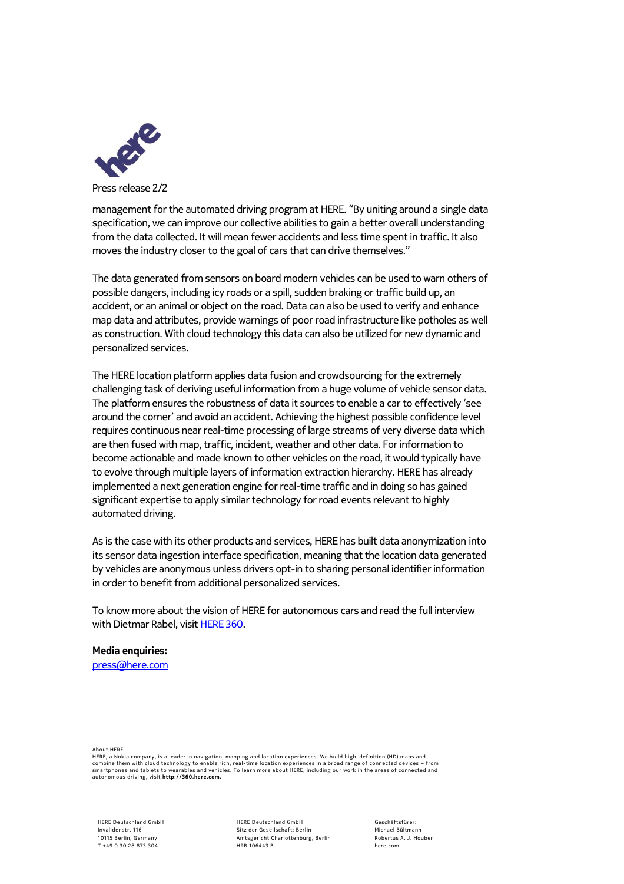management for the automated driving program at HERE. "By uniting around a single data specification, we can improve our collective abilities to gain a better overall understanding from the data collected. It will mean fewer accidents and less time spent in traffic. It also moves the industry closer to the goal of cars that can drive themselves."

The data generated from sensors on board modern vehicles can be used to warn others of possible dangers, including icy roads or a spill, sudden braking or traffic build up, an accident, or an animal or object on the road. Data can also be used to verify and enhance map data and attributes, provide warnings of poor road infrastructure like potholes as well as construction. With cloud technology this data can also be utilized for new dynamic and personalized services.

The HERE location platform applies data fusion and crowdsourcing for the extremely challenging task of deriving useful information from a huge volume of vehicle sensor data. The platform ensures the robustness of data it sources to enable a car to effectively 'see around the corner' and avoid an accident. Achieving the highest possible confidence level requires continuous near real-time processing of large streams of very diverse data which are then fused with map, traffic, incident, weather and other data. For information to become actionable and made known to other vehicles on the road, it would typically have to evolve through multiple layers of information extraction hierarchy. HERE has already implemented a next generation engine for real-time traffic and in doing so has gained significant expertise to apply similar technology for road events relevant to highly automated driving.

As is the case with its other products and services, HERE has built data anonymization into its sensor data ingestion interface specification, meaning that the location data generated by vehicles are anonymous unless drivers opt-in to sharing personal identifier information in order to benefit from additional personalized services.

To know more about the vision of HERE for autonomous cars and read the full interview with Dietmar Rabel, visit HERE 360.

**Media enquiries:**
press@here.com

About HERE
HERE, a Nokia company, is a leader in navigation, mapping and location experiences. We build high-definition (HD) maps and combine them with cloud technology to enable rich, real-time location experiences in a broad range of connected devices – from smartphones and tablets to wearables and vehicles. To learn more about HERE, including our work in the areas of connected and autonomous driving, visit **http://360.here.com**.

HERE Deutschland GmbH
Invalidenstr. 116
10115 Berlin, Germany
T +49 0 30 28 873 304

HERE Deutschland GmbH
Sitz der Gesellschaft: Berlin
Amtsgericht Charlottenburg, Berlin
HRB 106443 B

Geschäftsfürer:
Michael Bültmann
Robertus A. J. Houben
here.com